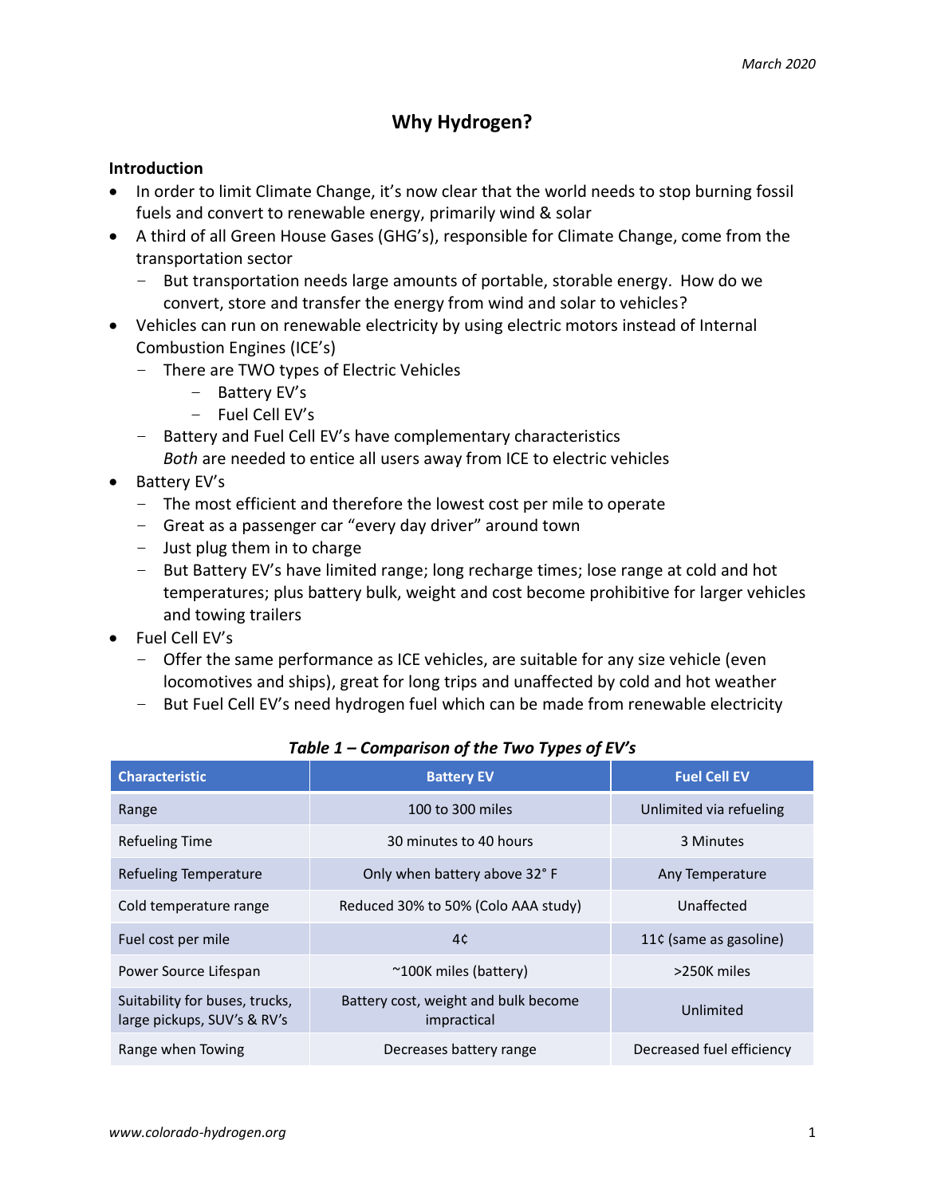# Why Hydrogen?

**Introduction**

- In order to limit Climate Change, it's now clear that the world needs to stop burning fossil fuels and convert to renewable energy, primarily wind & solar
- A third of all Green House Gases (GHG's), responsible for Climate Change, come from the transportation sector
  - But transportation needs large amounts of portable, storable energy. How do we convert, store and transfer the energy from wind and solar to vehicles?
- Vehicles can run on renewable electricity by using electric motors instead of Internal Combustion Engines (ICE's)
  - There are TWO types of Electric Vehicles
    - Battery EV's
    - Fuel Cell EV's
  - Battery and Fuel Cell EV's have complementary characteristics
    *Both* are needed to entice all users away from ICE to electric vehicles
- Battery EV's
  - The most efficient and therefore the lowest cost per mile to operate
  - Great as a passenger car "every day driver" around town
  - Just plug them in to charge
  - But Battery EV's have limited range; long recharge times; lose range at cold and hot temperatures; plus battery bulk, weight and cost become prohibitive for larger vehicles and towing trailers
- Fuel Cell EV's
  - Offer the same performance as ICE vehicles, are suitable for any size vehicle (even locomotives and ships), great for long trips and unaffected by cold and hot weather
  - But Fuel Cell EV's need hydrogen fuel which can be made from renewable electricity

***Table 1 – Comparison of the Two Types of EV's***

| Characteristic | Battery EV | Fuel Cell EV |
|---|---|---|
| Range | 100 to 300 miles | Unlimited via refueling |
| Refueling Time | 30 minutes to 40 hours | 3 Minutes |
| Refueling Temperature | Only when battery above 32° F | Any Temperature |
| Cold temperature range | Reduced 30% to 50% (Colo AAA study) | Unaffected |
| Fuel cost per mile | 4¢ | 11¢ (same as gasoline) |
| Power Source Lifespan | ~100K miles (battery) | >250K miles |
| Suitability for buses, trucks, large pickups, SUV's & RV's | Battery cost, weight and bulk become impractical | Unlimited |
| Range when Towing | Decreases battery range | Decreased fuel efficiency |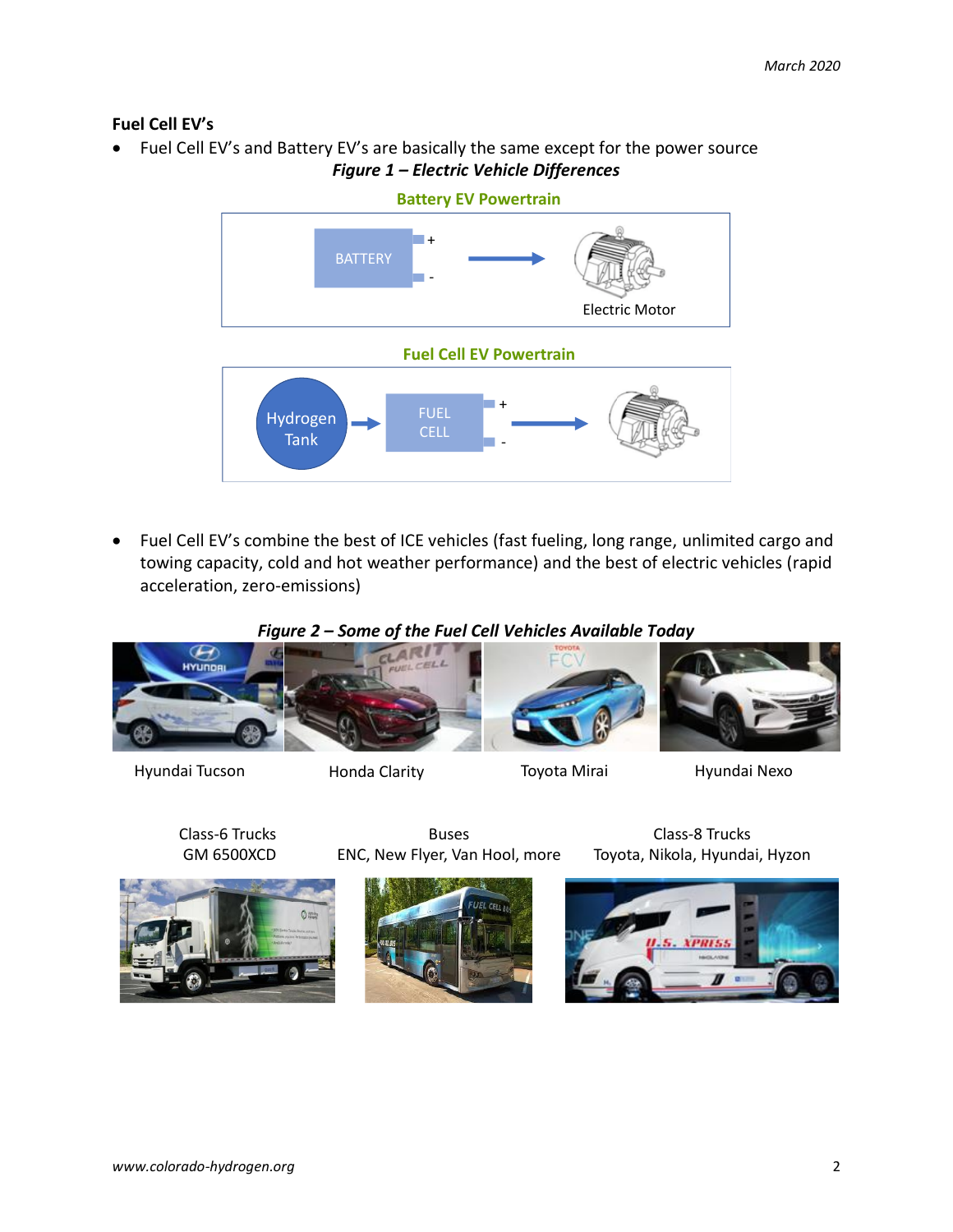## Fuel Cell EV's

- Fuel Cell EV's and Battery EV's are basically the same except for the power source

***Figure 1 – Electric Vehicle Differences***

**Battery EV Powertrain**

BATTERY + - → Electric Motor

**Fuel Cell EV Powertrain**

Hydrogen Tank → FUEL CELL + - →

- Fuel Cell EV's combine the best of ICE vehicles (fast fueling, long range, unlimited cargo and towing capacity, cold and hot weather performance) and the best of electric vehicles (rapid acceleration, zero-emissions)

***Figure 2 – Some of the Fuel Cell Vehicles Available Today***

Hyundai Tucson — Honda Clarity — Toyota Mirai — Hyundai Nexo

Class-6 Trucks
GM 6500XCD

Buses
ENC, New Flyer, Van Hool, more

Class-8 Trucks
Toyota, Nikola, Hyundai, Hyzon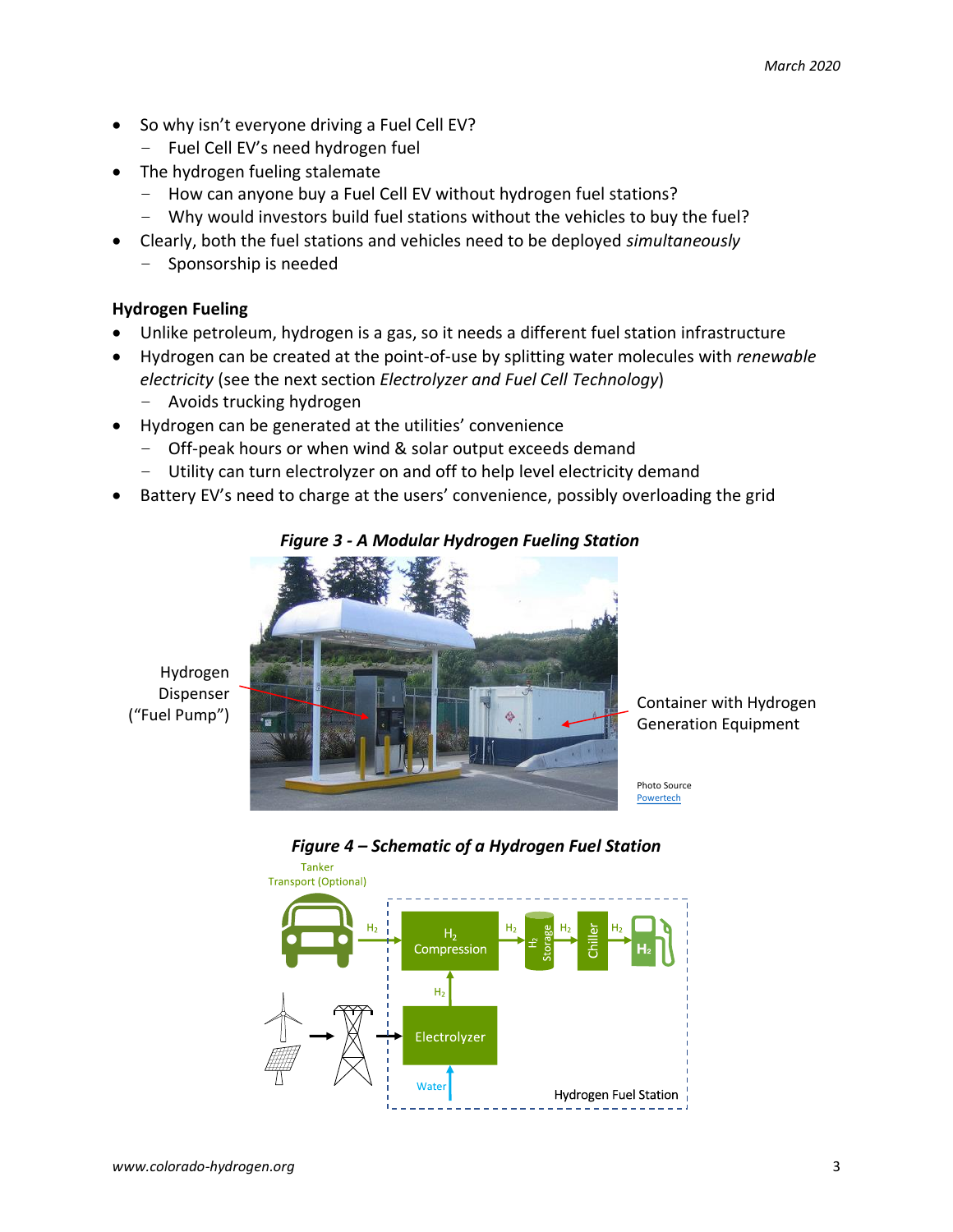- So why isn't everyone driving a Fuel Cell EV?
  - Fuel Cell EV's need hydrogen fuel
- The hydrogen fueling stalemate
  - How can anyone buy a Fuel Cell EV without hydrogen fuel stations?
  - Why would investors build fuel stations without the vehicles to buy the fuel?
- Clearly, both the fuel stations and vehicles need to be deployed *simultaneously*
  - Sponsorship is needed

**Hydrogen Fueling**

- Unlike petroleum, hydrogen is a gas, so it needs a different fuel station infrastructure
- Hydrogen can be created at the point-of-use by splitting water molecules with *renewable electricity* (see the next section *Electrolyzer and Fuel Cell Technology*)
  - Avoids trucking hydrogen
- Hydrogen can be generated at the utilities' convenience
  - Off-peak hours or when wind & solar output exceeds demand
  - Utility can turn electrolyzer on and off to help level electricity demand
- Battery EV's need to charge at the users' convenience, possibly overloading the grid

***Figure 3 - A Modular Hydrogen Fueling Station***

Hydrogen Dispenser ("Fuel Pump")

Container with Hydrogen Generation Equipment

Photo Source Powertech

***Figure 4 – Schematic of a Hydrogen Fuel Station***

Tanker Transport (Optional) → $H_2$ → $H_2$ Compression → $H_2$ → $H_2$ Storage → $H_2$ → Chiller → $H_2$ → $H_2$ dispenser

Electrolyzer (Water in) → $H_2$ → $H_2$ Compression

Hydrogen Fuel Station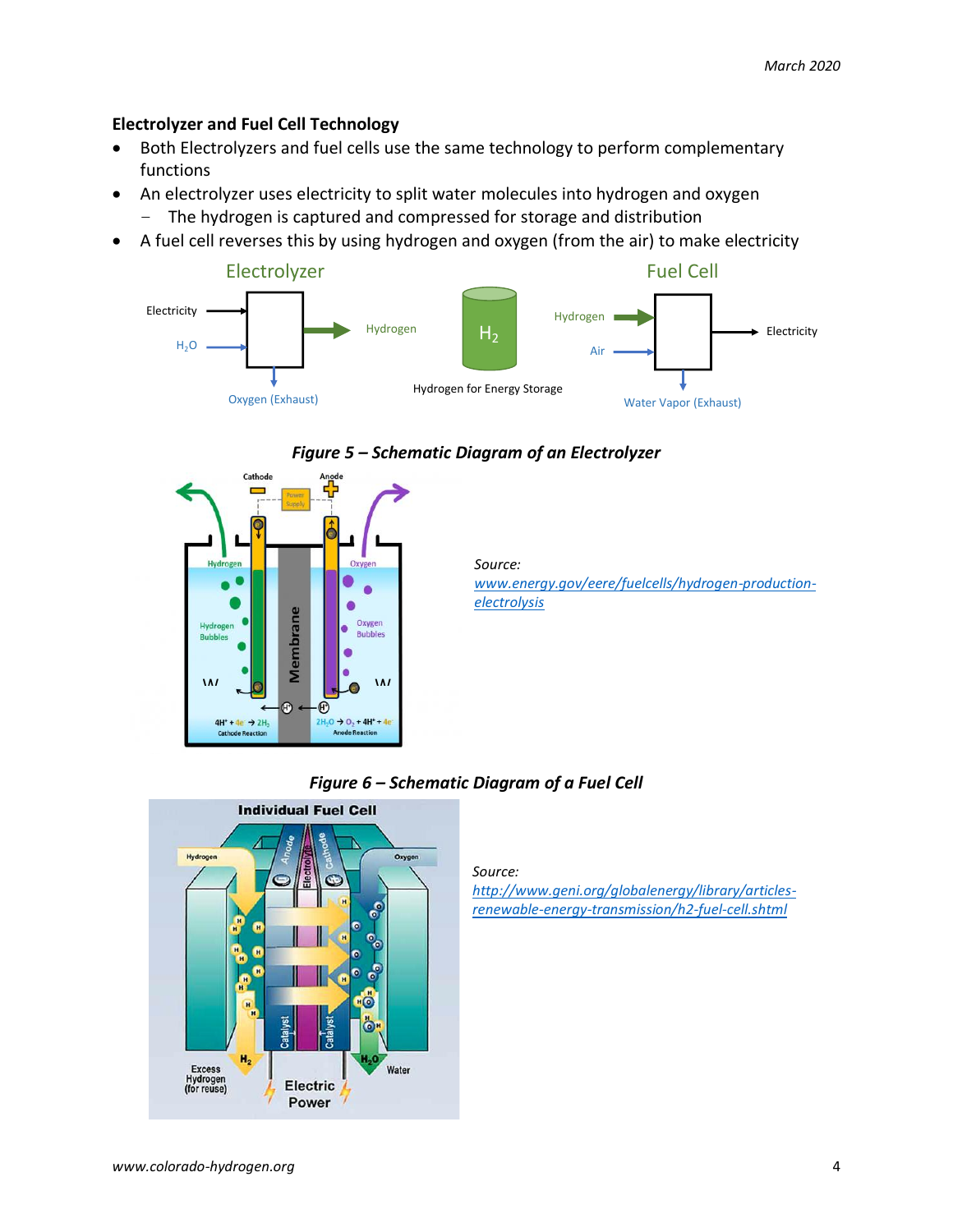### Electrolyzer and Fuel Cell Technology

- Both Electrolyzers and fuel cells use the same technology to perform complementary functions
- An electrolyzer uses electricity to split water molecules into hydrogen and oxygen
  - The hydrogen is captured and compressed for storage and distribution
- A fuel cell reverses this by using hydrogen and oxygen (from the air) to make electricity

***Figure 5 – Schematic Diagram of an Electrolyzer***

*Source:*
*www.energy.gov/eere/fuelcells/hydrogen-production-electrolysis*

***Figure 6 – Schematic Diagram of a Fuel Cell***

*Source:*
*http://www.geni.org/globalenergy/library/articles-renewable-energy-transmission/h2-fuel-cell.shtml*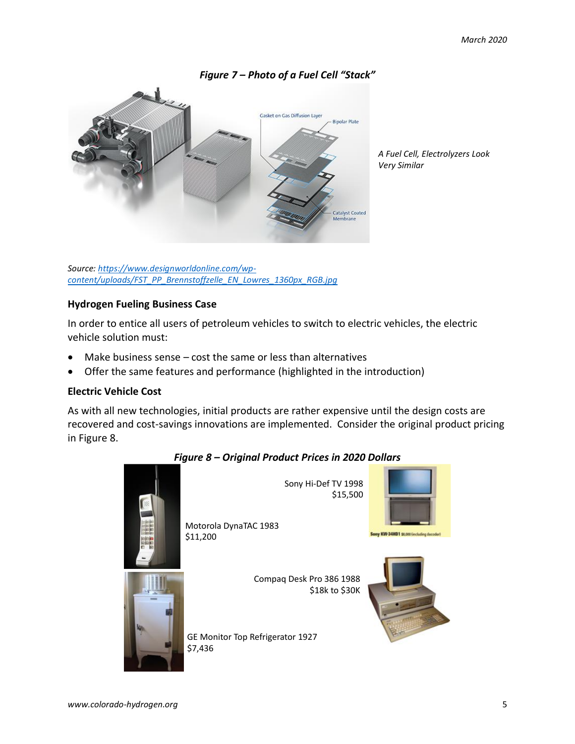*Figure 7 – Photo of a Fuel Cell "Stack"*

Gasket on Gas Diffusion Layer

Bipolar Plate

Catalyst Coated Membrane

*A Fuel Cell, Electrolyzers Look Very Similar*

*Source: https://www.designworldonline.com/wp-content/uploads/FST_PP_Brennstoffzelle_EN_Lowres_1360px_RGB.jpg*

### Hydrogen Fueling Business Case

In order to entice all users of petroleum vehicles to switch to electric vehicles, the electric vehicle solution must:

- Make business sense – cost the same or less than alternatives
- Offer the same features and performance (highlighted in the introduction)

### Electric Vehicle Cost

As with all new technologies, initial products are rather expensive until the design costs are recovered and cost-savings innovations are implemented. Consider the original product pricing in Figure 8.

***Figure 8 – Original Product Prices in 2020 Dollars***

Sony Hi-Def TV 1998
$15,500

Sony KW-34HD1 $8,000 (including decoder)

Motorola DynaTAC 1983
$11,200

Compaq Desk Pro 386 1988
$18k to $30K

GE Monitor Top Refrigerator 1927
$7,436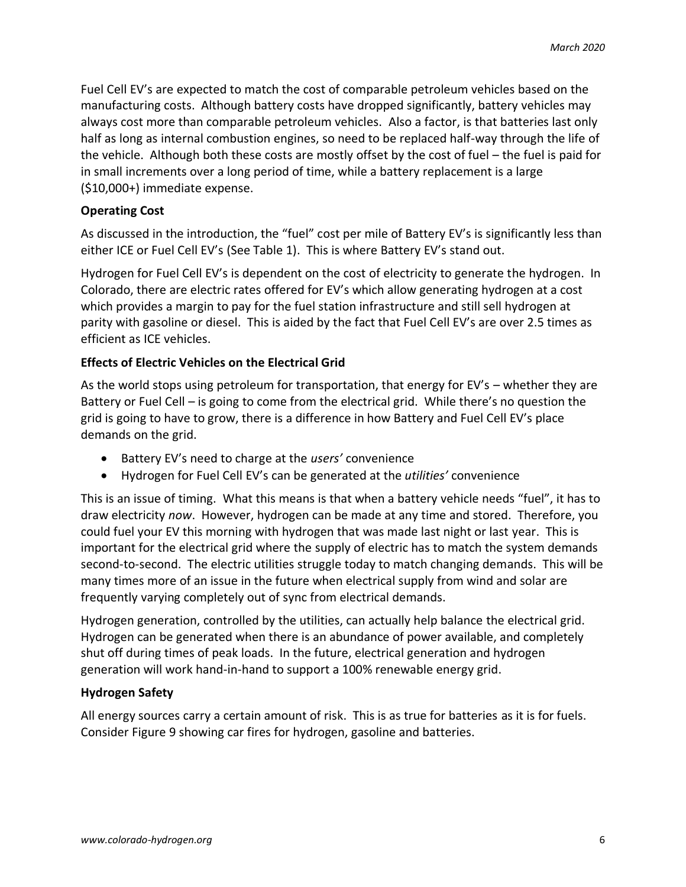Fuel Cell EV's are expected to match the cost of comparable petroleum vehicles based on the manufacturing costs. Although battery costs have dropped significantly, battery vehicles may always cost more than comparable petroleum vehicles. Also a factor, is that batteries last only half as long as internal combustion engines, so need to be replaced half-way through the life of the vehicle. Although both these costs are mostly offset by the cost of fuel – the fuel is paid for in small increments over a long period of time, while a battery replacement is a large ($10,000+) immediate expense.

**Operating Cost**

As discussed in the introduction, the "fuel" cost per mile of Battery EV's is significantly less than either ICE or Fuel Cell EV's (See Table 1). This is where Battery EV's stand out.

Hydrogen for Fuel Cell EV's is dependent on the cost of electricity to generate the hydrogen. In Colorado, there are electric rates offered for EV's which allow generating hydrogen at a cost which provides a margin to pay for the fuel station infrastructure and still sell hydrogen at parity with gasoline or diesel. This is aided by the fact that Fuel Cell EV's are over 2.5 times as efficient as ICE vehicles.

**Effects of Electric Vehicles on the Electrical Grid**

As the world stops using petroleum for transportation, that energy for EV's – whether they are Battery or Fuel Cell – is going to come from the electrical grid. While there's no question the grid is going to have to grow, there is a difference in how Battery and Fuel Cell EV's place demands on the grid.

- Battery EV's need to charge at the *users'* convenience
- Hydrogen for Fuel Cell EV's can be generated at the *utilities'* convenience

This is an issue of timing. What this means is that when a battery vehicle needs "fuel", it has to draw electricity *now*. However, hydrogen can be made at any time and stored. Therefore, you could fuel your EV this morning with hydrogen that was made last night or last year. This is important for the electrical grid where the supply of electric has to match the system demands second-to-second. The electric utilities struggle today to match changing demands. This will be many times more of an issue in the future when electrical supply from wind and solar are frequently varying completely out of sync from electrical demands.

Hydrogen generation, controlled by the utilities, can actually help balance the electrical grid. Hydrogen can be generated when there is an abundance of power available, and completely shut off during times of peak loads. In the future, electrical generation and hydrogen generation will work hand-in-hand to support a 100% renewable energy grid.

**Hydrogen Safety**

All energy sources carry a certain amount of risk. This is as true for batteries as it is for fuels. Consider Figure 9 showing car fires for hydrogen, gasoline and batteries.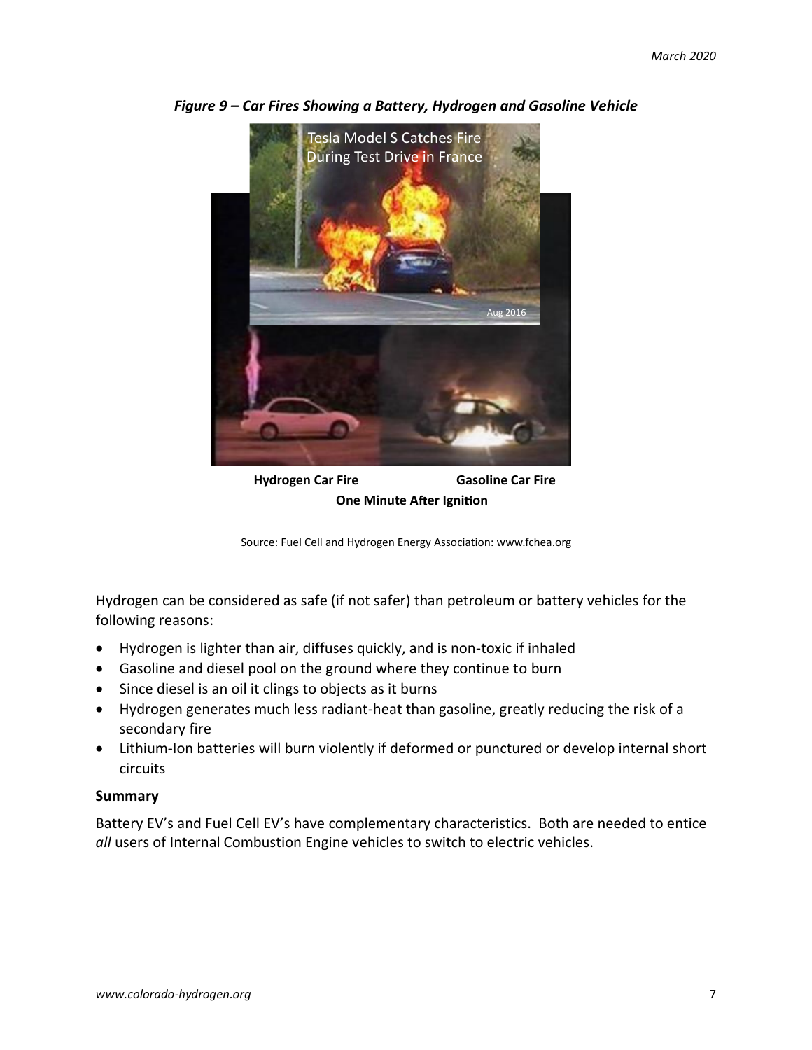***Figure 9 – Car Fires Showing a Battery, Hydrogen and Gasoline Vehicle***

Tesla Model S Catches Fire During Test Drive in France

Aug 2016

**Hydrogen Car Fire** **Gasoline Car Fire**

**One Minute After Ignition**

Source: Fuel Cell and Hydrogen Energy Association: www.fchea.org

Hydrogen can be considered as safe (if not safer) than petroleum or battery vehicles for the following reasons:

- Hydrogen is lighter than air, diffuses quickly, and is non-toxic if inhaled
- Gasoline and diesel pool on the ground where they continue to burn
- Since diesel is an oil it clings to objects as it burns
- Hydrogen generates much less radiant-heat than gasoline, greatly reducing the risk of a secondary fire
- Lithium-Ion batteries will burn violently if deformed or punctured or develop internal short circuits

**Summary**

Battery EV's and Fuel Cell EV's have complementary characteristics. Both are needed to entice *all* users of Internal Combustion Engine vehicles to switch to electric vehicles.